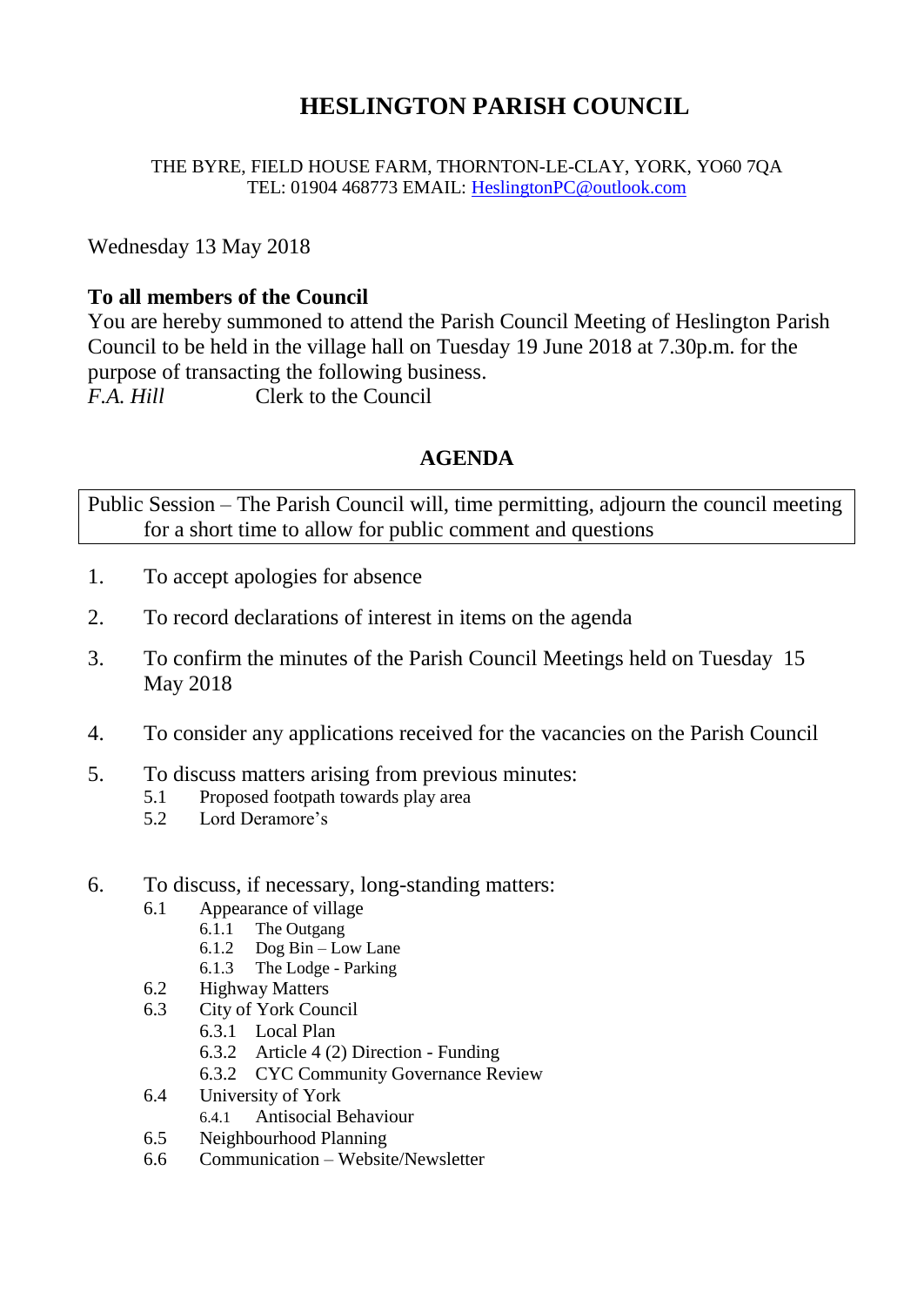# HESLINGTON PARISH COUNCIL

THE BYRE, FIELD HOUSE FARM, THORNTON-LE-CLAY, YORK, YO60 7QA
TEL: 01904 468773 EMAIL: HeslingtonPC@outlook.com

Wednesday 13 May 2018

**To all members of the Council**
You are hereby summoned to attend the Parish Council Meeting of Heslington Parish Council to be held in the village hall on Tuesday 19 June 2018 at 7.30p.m. for the purpose of transacting the following business.
*F.A. Hill* Clerk to the Council

## AGENDA

Public Session – The Parish Council will, time permitting, adjourn the council meeting for a short time to allow for public comment and questions

1. To accept apologies for absence
2. To record declarations of interest in items on the agenda
3. To confirm the minutes of the Parish Council Meetings held on Tuesday 15 May 2018
4. To consider any applications received for the vacancies on the Parish Council
5. To discuss matters arising from previous minutes:
   - 5.1 Proposed footpath towards play area
   - 5.2 Lord Deramore's
6. To discuss, if necessary, long-standing matters:
   - 6.1 Appearance of village
     - 6.1.1 The Outgang
     - 6.1.2 Dog Bin – Low Lane
     - 6.1.3 The Lodge - Parking
   - 6.2 Highway Matters
   - 6.3 City of York Council
     - 6.3.1 Local Plan
     - 6.3.2 Article 4 (2) Direction - Funding
     - 6.3.2 CYC Community Governance Review
   - 6.4 University of York
     - 6.4.1 Antisocial Behaviour
   - 6.5 Neighbourhood Planning
   - 6.6 Communication – Website/Newsletter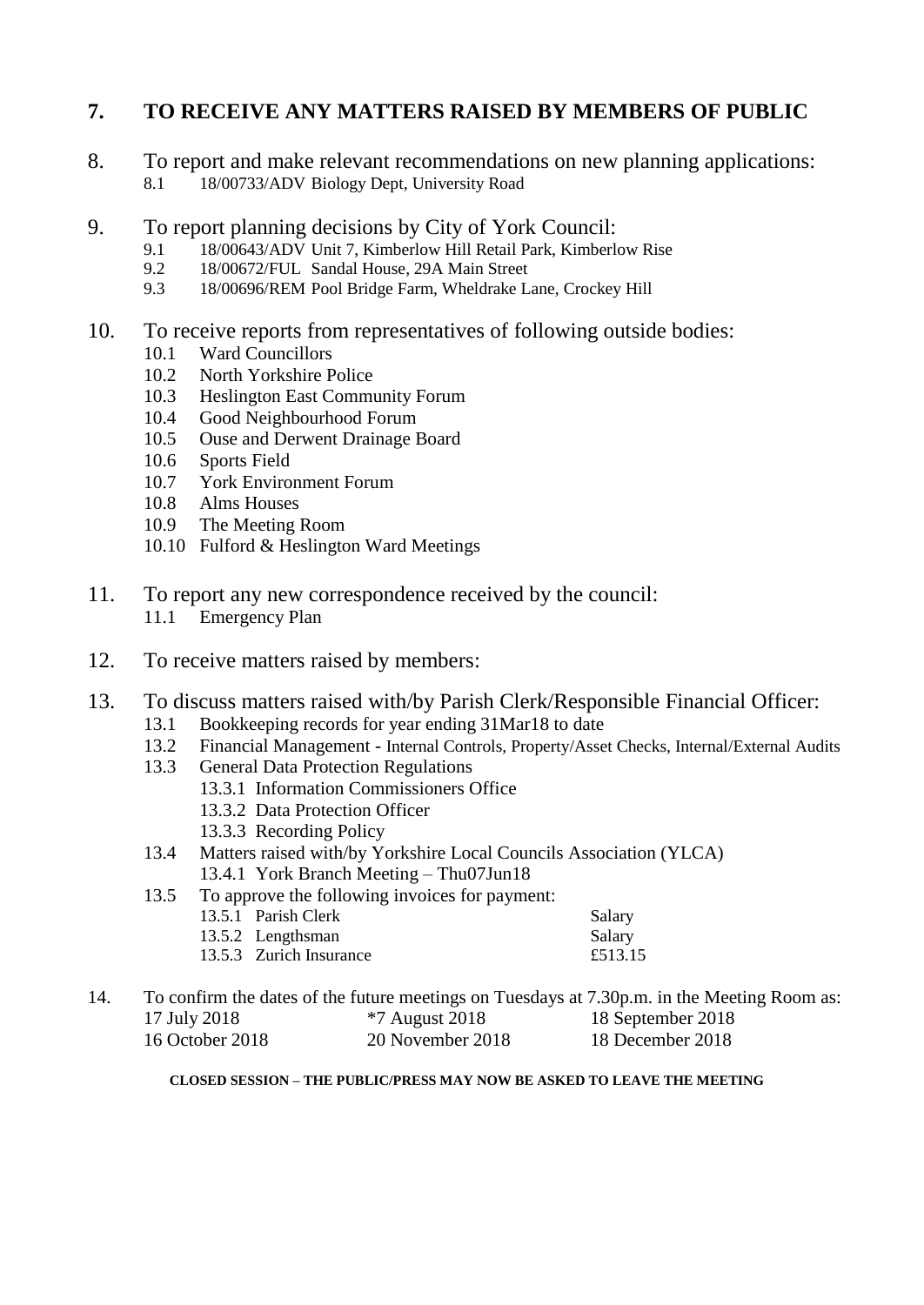## 7. TO RECEIVE ANY MATTERS RAISED BY MEMBERS OF PUBLIC

8. To report and make relevant recommendations on new planning applications:
   - 8.1 18/00733/ADV Biology Dept, University Road

9. To report planning decisions by City of York Council:
   - 9.1 18/00643/ADV Unit 7, Kimberlow Hill Retail Park, Kimberlow Rise
   - 9.2 18/00672/FUL Sandal House, 29A Main Street
   - 9.3 18/00696/REM Pool Bridge Farm, Wheldrake Lane, Crockey Hill

10. To receive reports from representatives of following outside bodies:
    - 10.1 Ward Councillors
    - 10.2 North Yorkshire Police
    - 10.3 Heslington East Community Forum
    - 10.4 Good Neighbourhood Forum
    - 10.5 Ouse and Derwent Drainage Board
    - 10.6 Sports Field
    - 10.7 York Environment Forum
    - 10.8 Alms Houses
    - 10.9 The Meeting Room
    - 10.10 Fulford & Heslington Ward Meetings

11. To report any new correspondence received by the council:
    - 11.1 Emergency Plan

12. To receive matters raised by members:

13. To discuss matters raised with/by Parish Clerk/Responsible Financial Officer:
    - 13.1 Bookkeeping records for year ending 31Mar18 to date
    - 13.2 Financial Management - Internal Controls, Property/Asset Checks, Internal/External Audits
    - 13.3 General Data Protection Regulations
      - 13.3.1 Information Commissioners Office
      - 13.3.2 Data Protection Officer
      - 13.3.3 Recording Policy
    - 13.4 Matters raised with/by Yorkshire Local Councils Association (YLCA)
      - 13.4.1 York Branch Meeting – Thu07Jun18
    - 13.5 To approve the following invoices for payment:

| | |
|---|---|
| 13.5.1 Parish Clerk | Salary |
| 13.5.2 Lengthsman | Salary |
| 13.5.3 Zurich Insurance | £513.15 |

14. To confirm the dates of the future meetings on Tuesdays at 7.30p.m. in the Meeting Room as:

| | | |
|---|---|---|
| 17 July 2018 | *7 August 2018 | 18 September 2018 |
| 16 October 2018 | 20 November 2018 | 18 December 2018 |

**CLOSED SESSION – THE PUBLIC/PRESS MAY NOW BE ASKED TO LEAVE THE MEETING**